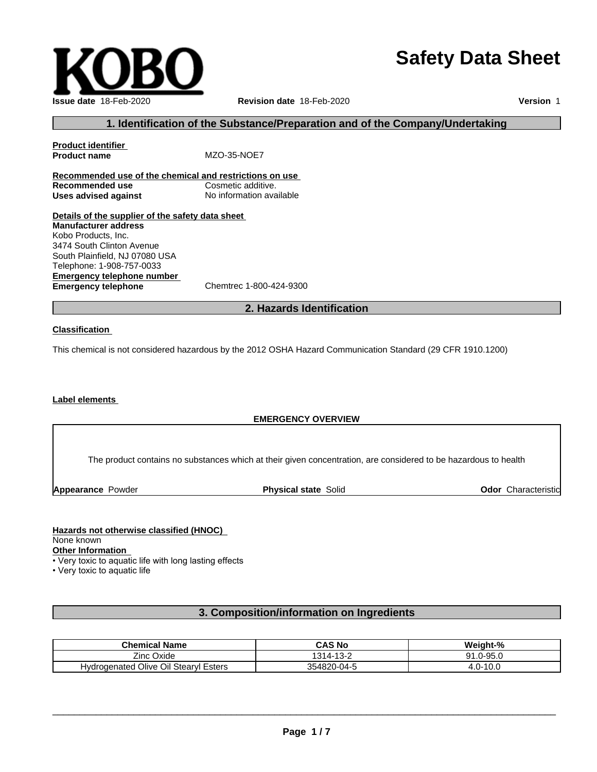KOBO

# Safety Data Sheet

**Issue date** 18-Feb-2020 **Revision date** 18-Feb-2020 **Version** 1

## 1. Identification of the Substance/Preparation and of the Company/Undertaking

**Product identifier**

**Product name** MZO-35-NOE7

**Recommended use of the chemical and restrictions on use**

**Recommended use** Cosmetic additive.

**Uses advised against** No information available

**Details of the supplier of the safety data sheet**

**Manufacturer address**

Kobo Products, Inc.
3474 South Clinton Avenue
South Plainfield, NJ 07080 USA
Telephone: 1-908-757-0033

**Emergency telephone number**

**Emergency telephone** Chemtrec 1-800-424-9300

## 2. Hazards Identification

**Classification**

This chemical is not considered hazardous by the 2012 OSHA Hazard Communication Standard (29 CFR 1910.1200)

**Label elements**

**EMERGENCY OVERVIEW**

The product contains no substances which at their given concentration, are considered to be hazardous to health

**Appearance** Powder **Physical state** Solid **Odor** Characteristic

**Hazards not otherwise classified (HNOC)**

None known

**Other Information**

- Very toxic to aquatic life with long lasting effects
- Very toxic to aquatic life

## 3. Composition/information on Ingredients

| Chemical Name | CAS No | Weight-% |
|---|---|---|
| Zinc Oxide | 1314-13-2 | 91.0-95.0 |
| Hydrogenated Olive Oil Stearyl Esters | 354820-04-5 | 4.0-10.0 |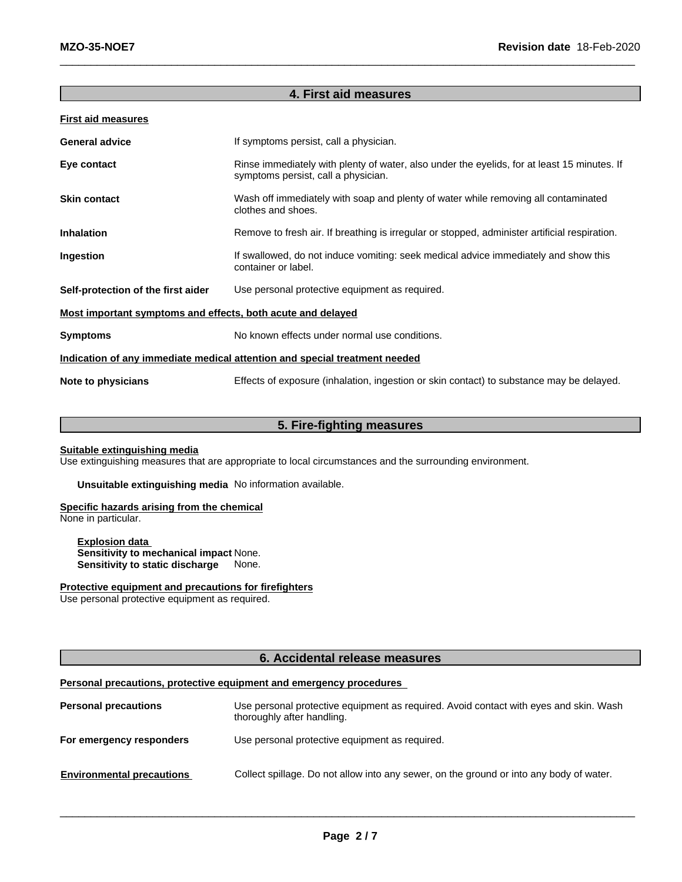## 4. First aid measures

**First aid measures**

**General advice** If symptoms persist, call a physician.

**Eye contact** Rinse immediately with plenty of water, also under the eyelids, for at least 15 minutes. If symptoms persist, call a physician.

**Skin contact** Wash off immediately with soap and plenty of water while removing all contaminated clothes and shoes.

**Inhalation** Remove to fresh air. If breathing is irregular or stopped, administer artificial respiration.

**Ingestion** If swallowed, do not induce vomiting: seek medical advice immediately and show this container or label.

**Self-protection of the first aider** Use personal protective equipment as required.

**Most important symptoms and effects, both acute and delayed**

**Symptoms** No known effects under normal use conditions.

**Indication of any immediate medical attention and special treatment needed**

**Note to physicians** Effects of exposure (inhalation, ingestion or skin contact) to substance may be delayed.

## 5. Fire-fighting measures

**Suitable extinguishing media**
Use extinguishing measures that are appropriate to local circumstances and the surrounding environment.

**Unsuitable extinguishing media** No information available.

**Specific hazards arising from the chemical**
None in particular.

**Explosion data**
**Sensitivity to mechanical impact** None.
**Sensitivity to static discharge** None.

**Protective equipment and precautions for firefighters**
Use personal protective equipment as required.

## 6. Accidental release measures

**Personal precautions, protective equipment and emergency procedures**

**Personal precautions** Use personal protective equipment as required. Avoid contact with eyes and skin. Wash thoroughly after handling.

**For emergency responders** Use personal protective equipment as required.

**Environmental precautions** Collect spillage. Do not allow into any sewer, on the ground or into any body of water.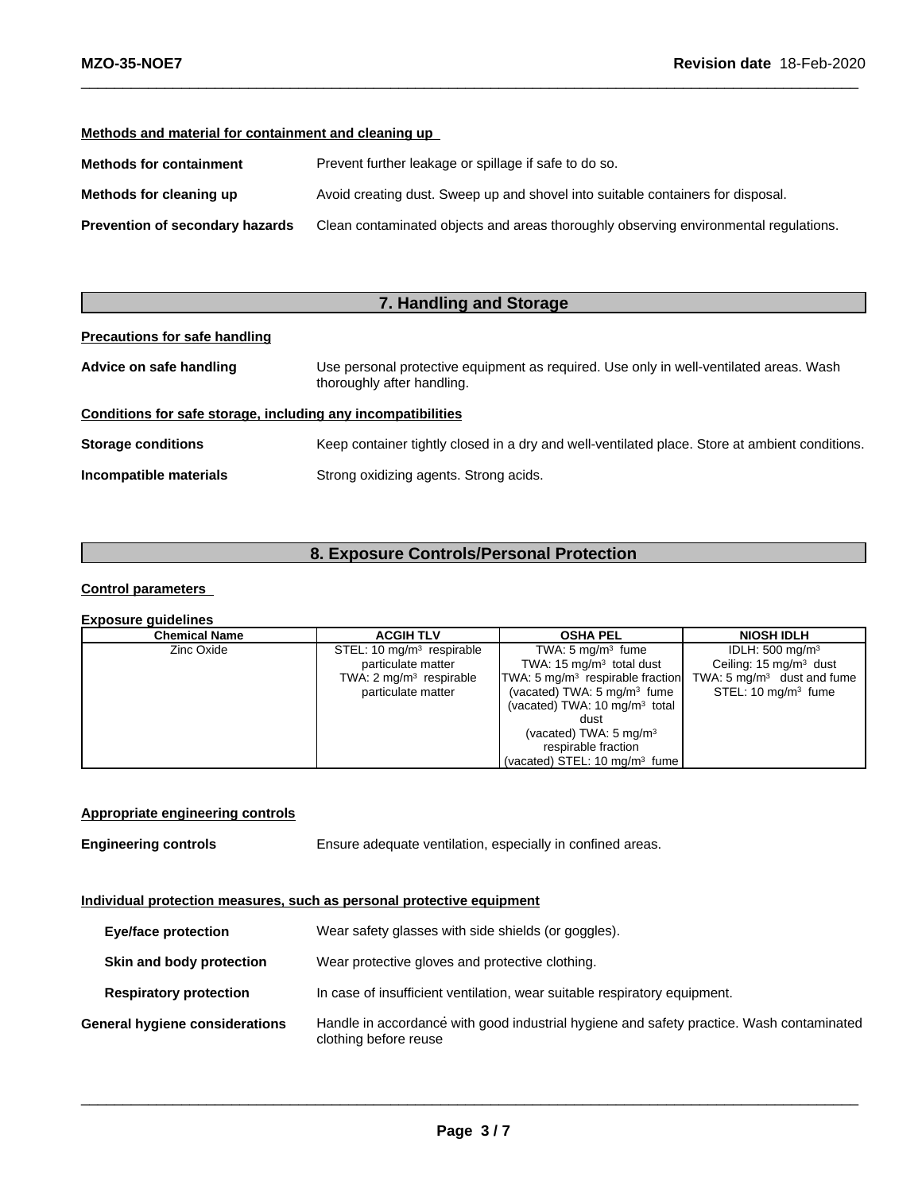**Methods and material for containment and cleaning up**

**Methods for containment** Prevent further leakage or spillage if safe to do so.

**Methods for cleaning up** Avoid creating dust. Sweep up and shovel into suitable containers for disposal.

**Prevention of secondary hazards** Clean contaminated objects and areas thoroughly observing environmental regulations.

## 7. Handling and Storage

**Precautions for safe handling**

**Advice on safe handling** Use personal protective equipment as required. Use only in well-ventilated areas. Wash thoroughly after handling.

**Conditions for safe storage, including any incompatibilities**

**Storage conditions** Keep container tightly closed in a dry and well-ventilated place. Store at ambient conditions.

**Incompatible materials** Strong oxidizing agents. Strong acids.

## 8. Exposure Controls/Personal Protection

**Control parameters**

**Exposure guidelines**

| Chemical Name | ACGIH TLV | OSHA PEL | NIOSH IDLH |
|---|---|---|---|
| Zinc Oxide | STEL: 10 mg/m³ respirable particulate matter<br>TWA: 2 mg/m³ respirable particulate matter | TWA: 5 mg/m³ fume<br>TWA: 15 mg/m³ total dust<br>TWA: 5 mg/m³ respirable fraction<br>(vacated) TWA: 5 mg/m³ fume<br>(vacated) TWA: 10 mg/m³ total dust<br>(vacated) TWA: 5 mg/m³ respirable fraction<br>(vacated) STEL: 10 mg/m³ fume | IDLH: 500 mg/m³<br>Ceiling: 15 mg/m³ dust<br>TWA: 5 mg/m³ dust and fume<br>STEL: 10 mg/m³ fume |

**Appropriate engineering controls**

**Engineering controls** Ensure adequate ventilation, especially in confined areas.

**Individual protection measures, such as personal protective equipment**

**Eye/face protection** Wear safety glasses with side shields (or goggles).

**Skin and body protection** Wear protective gloves and protective clothing.

**Respiratory protection** In case of insufficient ventilation, wear suitable respiratory equipment.

**General hygiene considerations** Handle in accordance with good industrial hygiene and safety practice. Wash contaminated clothing before reuse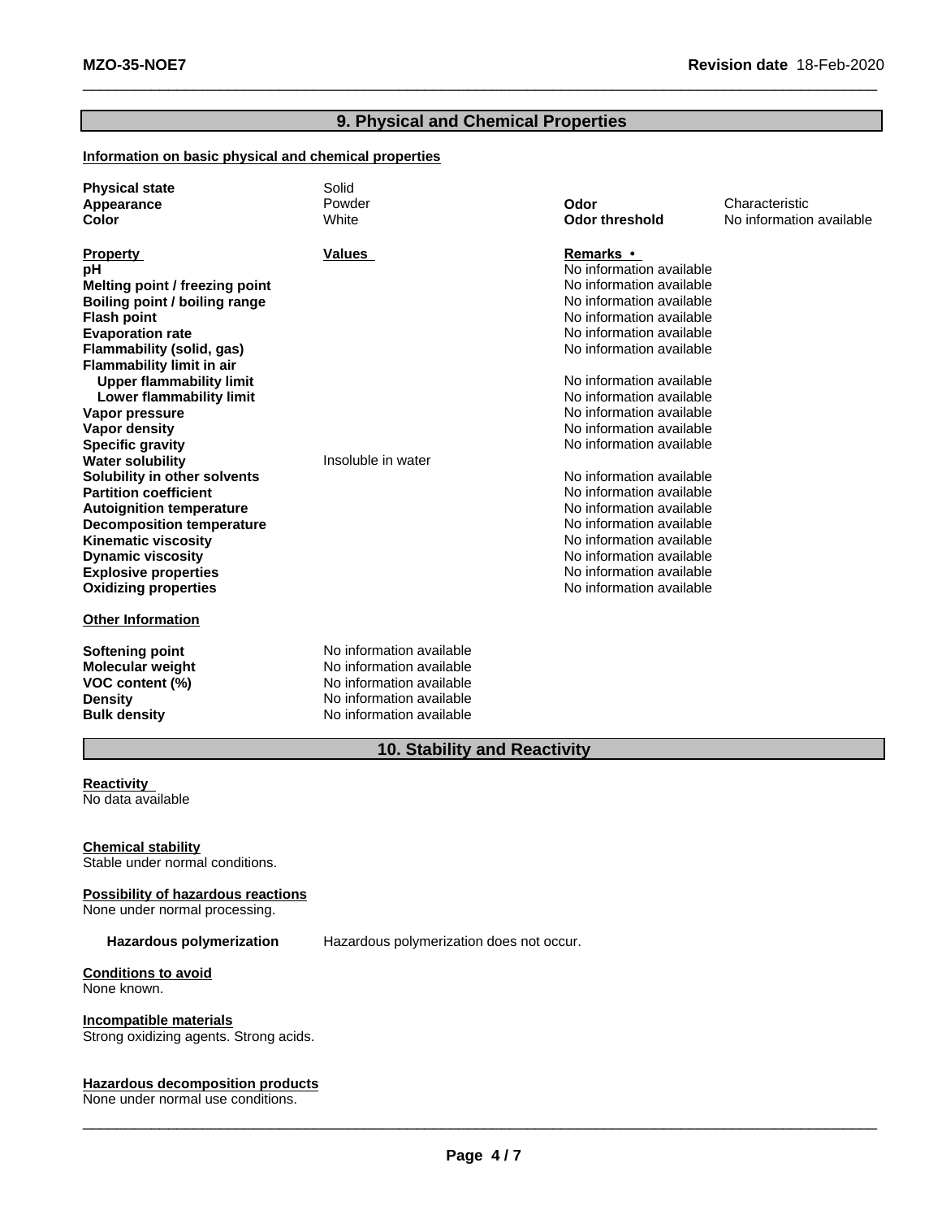## 9. Physical and Chemical Properties

**Information on basic physical and chemical properties**

| | | | |
|---|---|---|---|
| **Physical state** | Solid | | |
| **Appearance** | Powder | **Odor** | Characteristic |
| **Color** | White | **Odor threshold** | No information available |

| **Property** | **Values** | **Remarks •** |
|---|---|---|
| **pH** | | No information available |
| **Melting point / freezing point** | | No information available |
| **Boiling point / boiling range** | | No information available |
| **Flash point** | | No information available |
| **Evaporation rate** | | No information available |
| **Flammability (solid, gas)** | | No information available |
| **Flammability limit in air** | | |
| **Upper flammability limit** | | No information available |
| **Lower flammability limit** | | No information available |
| **Vapor pressure** | | No information available |
| **Vapor density** | | No information available |
| **Specific gravity** | | No information available |
| **Water solubility** | Insoluble in water | |
| **Solubility in other solvents** | | No information available |
| **Partition coefficient** | | No information available |
| **Autoignition temperature** | | No information available |
| **Decomposition temperature** | | No information available |
| **Kinematic viscosity** | | No information available |
| **Dynamic viscosity** | | No information available |
| **Explosive properties** | | No information available |
| **Oxidizing properties** | | No information available |

**Other Information**

| | |
|---|---|
| **Softening point** | No information available |
| **Molecular weight** | No information available |
| **VOC content (%)** | No information available |
| **Density** | No information available |
| **Bulk density** | No information available |

## 10. Stability and Reactivity

**Reactivity**
No data available

**Chemical stability**
Stable under normal conditions.

**Possibility of hazardous reactions**
None under normal processing.

**Hazardous polymerization** Hazardous polymerization does not occur.

**Conditions to avoid**
None known.

**Incompatible materials**
Strong oxidizing agents. Strong acids.

**Hazardous decomposition products**
None under normal use conditions.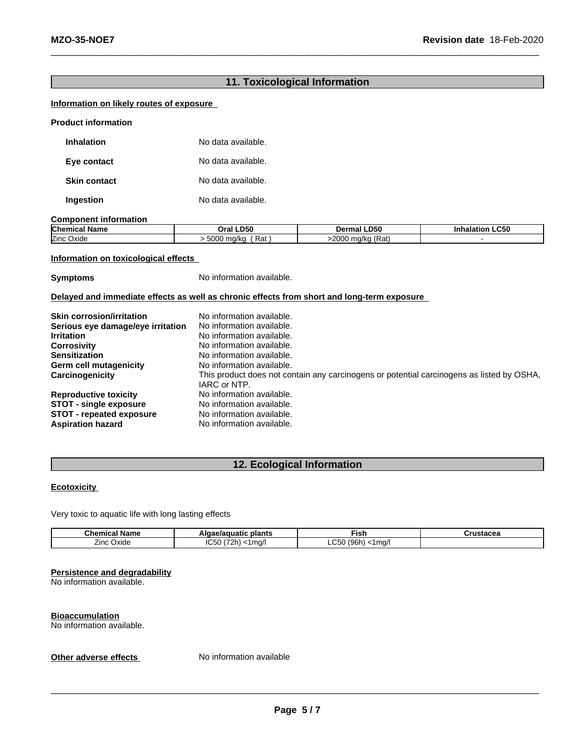## 11. Toxicological Information

**Information on likely routes of exposure**

**Product information**

**Inhalation** No data available.

**Eye contact** No data available.

**Skin contact** No data available.

**Ingestion** No data available.

**Component information**

| Chemical Name | Oral LD50 | Dermal LD50 | Inhalation LC50 |
|---|---|---|---|
| Zinc Oxide | > 5000 mg/kg ( Rat ) | >2000 mg/kg (Rat) | - |

**Information on toxicological effects**

**Symptoms** No information available.

**Delayed and immediate effects as well as chronic effects from short and long-term exposure**

**Skin corrosion/irritation** No information available.
**Serious eye damage/eye irritation** No information available.
**Irritation** No information available.
**Corrosivity** No information available.
**Sensitization** No information available.
**Germ cell mutagenicity** No information available.
**Carcinogenicity** This product does not contain any carcinogens or potential carcinogens as listed by OSHA, IARC or NTP.
**Reproductive toxicity** No information available.
**STOT - single exposure** No information available.
**STOT - repeated exposure** No information available.
**Aspiration hazard** No information available.

## 12. Ecological Information

**Ecotoxicity**

Very toxic to aquatic life with long lasting effects

| Chemical Name | Algae/aquatic plants | Fish | Crustacea |
|---|---|---|---|
| Zinc Oxide | IC50 (72h) <1mg/l | LC50 (96h) <1mg/l | |

**Persistence and degradability**
No information available.

**Bioaccumulation**
No information available.

**Other adverse effects** No information available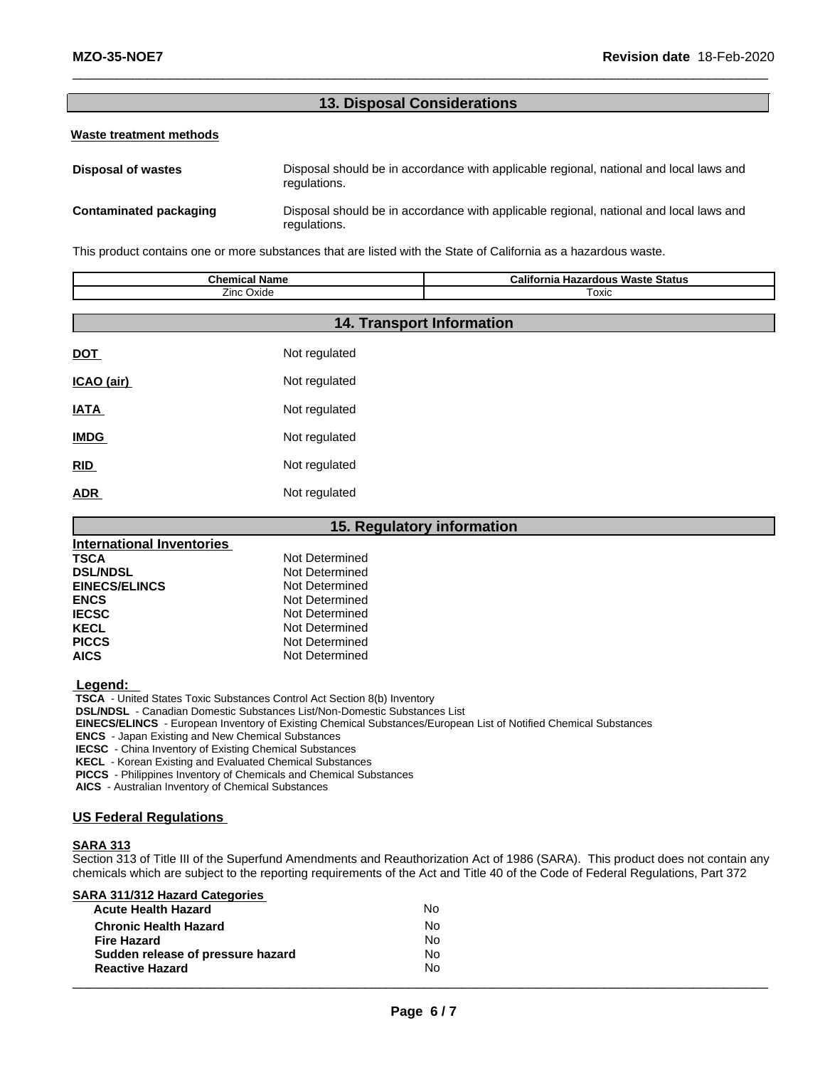## 13. Disposal Considerations

**Waste treatment methods**

**Disposal of wastes** Disposal should be in accordance with applicable regional, national and local laws and regulations.

**Contaminated packaging** Disposal should be in accordance with applicable regional, national and local laws and regulations.

This product contains one or more substances that are listed with the State of California as a hazardous waste.

| Chemical Name | California Hazardous Waste Status |
|---|---|
| Zinc Oxide | Toxic |

## 14. Transport Information

**DOT** Not regulated

**ICAO (air)** Not regulated

**IATA** Not regulated

**IMDG** Not regulated

**RID** Not regulated

**ADR** Not regulated

## 15. Regulatory information

**International Inventories**

| | |
|---|---|
| **TSCA** | Not Determined |
| **DSL/NDSL** | Not Determined |
| **EINECS/ELINCS** | Not Determined |
| **ENCS** | Not Determined |
| **IECSC** | Not Determined |
| **KECL** | Not Determined |
| **PICCS** | Not Determined |
| **AICS** | Not Determined |

**Legend:**

**TSCA** - United States Toxic Substances Control Act Section 8(b) Inventory
**DSL/NDSL** - Canadian Domestic Substances List/Non-Domestic Substances List
**EINECS/ELINCS** - European Inventory of Existing Chemical Substances/European List of Notified Chemical Substances
**ENCS** - Japan Existing and New Chemical Substances
**IECSC** - China Inventory of Existing Chemical Substances
**KECL** - Korean Existing and Evaluated Chemical Substances
**PICCS** - Philippines Inventory of Chemicals and Chemical Substances
**AICS** - Australian Inventory of Chemical Substances

### US Federal Regulations

**SARA 313**

Section 313 of Title III of the Superfund Amendments and Reauthorization Act of 1986 (SARA). This product does not contain any chemicals which are subject to the reporting requirements of the Act and Title 40 of the Code of Federal Regulations, Part 372

**SARA 311/312 Hazard Categories**

| | |
|---|---|
| **Acute Health Hazard** | No |
| **Chronic Health Hazard** | No |
| **Fire Hazard** | No |
| **Sudden release of pressure hazard** | No |
| **Reactive Hazard** | No |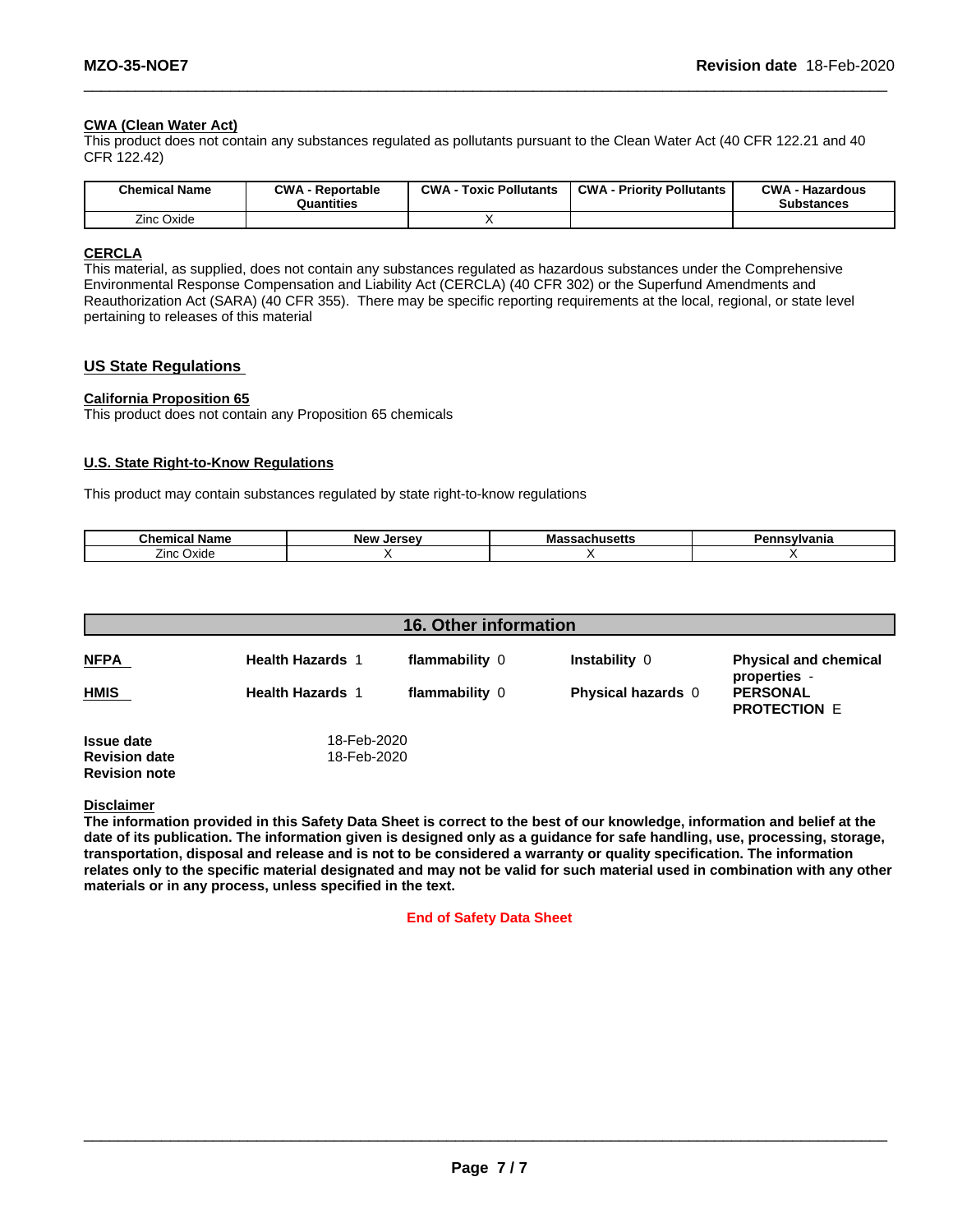**CWA (Clean Water Act)**

This product does not contain any substances regulated as pollutants pursuant to the Clean Water Act (40 CFR 122.21 and 40 CFR 122.42)

| Chemical Name | CWA - Reportable Quantities | CWA - Toxic Pollutants | CWA - Priority Pollutants | CWA - Hazardous Substances |
|---|---|---|---|---|
| Zinc Oxide | | X | | |

**CERCLA**

This material, as supplied, does not contain any substances regulated as hazardous substances under the Comprehensive Environmental Response Compensation and Liability Act (CERCLA) (40 CFR 302) or the Superfund Amendments and Reauthorization Act (SARA) (40 CFR 355). There may be specific reporting requirements at the local, regional, or state level pertaining to releases of this material

## US State Regulations

**California Proposition 65**

This product does not contain any Proposition 65 chemicals

**U.S. State Right-to-Know Regulations**

This product may contain substances regulated by state right-to-know regulations

| Chemical Name | New Jersey | Massachusetts | Pennsylvania |
|---|---|---|---|
| Zinc Oxide | X | X | X |

## 16. Other information

| | | | | |
|---|---|---|---|---|
| **NFPA** | **Health Hazards** 1 | **flammability** 0 | **Instability** 0 | **Physical and chemical properties** - |
| **HMIS** | **Health Hazards** 1 | **flammability** 0 | **Physical hazards** 0 | **PERSONAL PROTECTION** E |

**Issue date** 18-Feb-2020
**Revision date** 18-Feb-2020
**Revision note**

**Disclaimer**

**The information provided in this Safety Data Sheet is correct to the best of our knowledge, information and belief at the date of its publication. The information given is designed only as a guidance for safe handling, use, processing, storage, transportation, disposal and release and is not to be considered a warranty or quality specification. The information relates only to the specific material designated and may not be valid for such material used in combination with any other materials or in any process, unless specified in the text.**

**End of Safety Data Sheet**